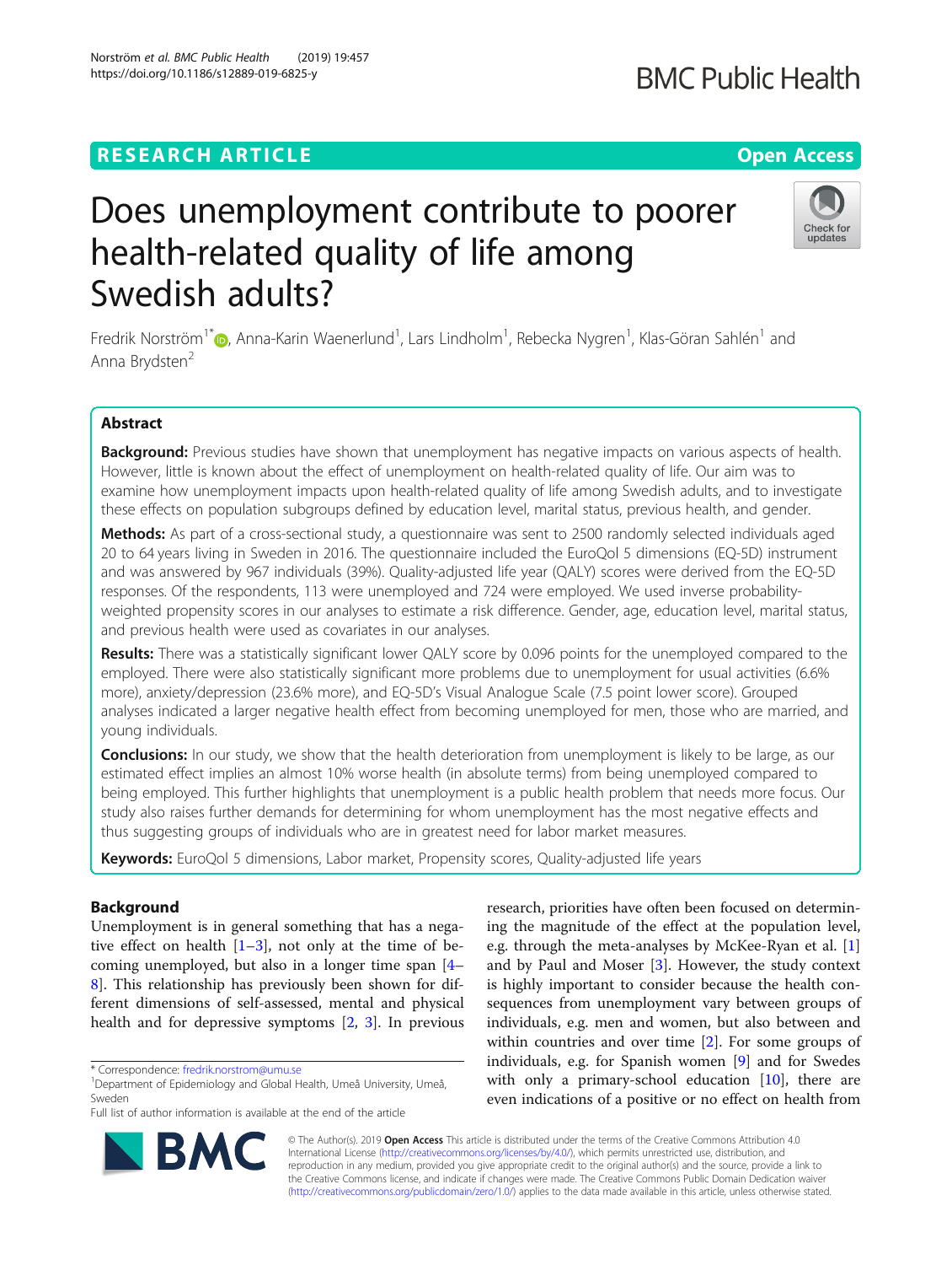RESEARCH ARTICLE

Open Access

# Does unemployment contribute to poorer health-related quality of life among Swedish adults?

Fredrik Norström[1*], Anna-Karin Waenerlund[1], Lars Lindholm[1], Rebecka Nygren[1], Klas-Göran Sahlén[1] and Anna Brydsten[2]

## Abstract

**Background:** Previous studies have shown that unemployment has negative impacts on various aspects of health. However, little is known about the effect of unemployment on health-related quality of life. Our aim was to examine how unemployment impacts upon health-related quality of life among Swedish adults, and to investigate these effects on population subgroups defined by education level, marital status, previous health, and gender.

**Methods:** As part of a cross-sectional study, a questionnaire was sent to 2500 randomly selected individuals aged 20 to 64 years living in Sweden in 2016. The questionnaire included the EuroQol 5 dimensions (EQ-5D) instrument and was answered by 967 individuals (39%). Quality-adjusted life year (QALY) scores were derived from the EQ-5D responses. Of the respondents, 113 were unemployed and 724 were employed. We used inverse probability-weighted propensity scores in our analyses to estimate a risk difference. Gender, age, education level, marital status, and previous health were used as covariates in our analyses.

**Results:** There was a statistically significant lower QALY score by 0.096 points for the unemployed compared to the employed. There were also statistically significant more problems due to unemployment for usual activities (6.6% more), anxiety/depression (23.6% more), and EQ-5D's Visual Analogue Scale (7.5 point lower score). Grouped analyses indicated a larger negative health effect from becoming unemployed for men, those who are married, and young individuals.

**Conclusions:** In our study, we show that the health deterioration from unemployment is likely to be large, as our estimated effect implies an almost 10% worse health (in absolute terms) from being unemployed compared to being employed. This further highlights that unemployment is a public health problem that needs more focus. Our study also raises further demands for determining for whom unemployment has the most negative effects and thus suggesting groups of individuals who are in greatest need for labor market measures.

**Keywords:** EuroQol 5 dimensions, Labor market, Propensity scores, Quality-adjusted life years

## Background

Unemployment is in general something that has a negative effect on health [1–3], not only at the time of becoming unemployed, but also in a longer time span [4–8]. This relationship has previously been shown for different dimensions of self-assessed, mental and physical health and for depressive symptoms [2, 3]. In previous research, priorities have often been focused on determining the magnitude of the effect at the population level, e.g. through the meta-analyses by McKee-Ryan et al. [1] and by Paul and Moser [3]. However, the study context is highly important to consider because the health consequences from unemployment vary between groups of individuals, e.g. men and women, but also between and within countries and over time [2]. For some groups of individuals, e.g. for Spanish women [9] and for Swedes with only a primary-school education [10], there are even indications of a positive or no effect on health from

* Correspondence: fredrik.norstrom@umu.se
[1]Department of Epidemiology and Global Health, Umeå University, Umeå, Sweden
Full list of author information is available at the end of the article

© The Author(s). 2019 **Open Access** This article is distributed under the terms of the Creative Commons Attribution 4.0 International License (http://creativecommons.org/licenses/by/4.0/), which permits unrestricted use, distribution, and reproduction in any medium, provided you give appropriate credit to the original author(s) and the source, provide a link to the Creative Commons license, and indicate if changes were made. The Creative Commons Public Domain Dedication waiver (http://creativecommons.org/publicdomain/zero/1.0/) applies to the data made available in this article, unless otherwise stated.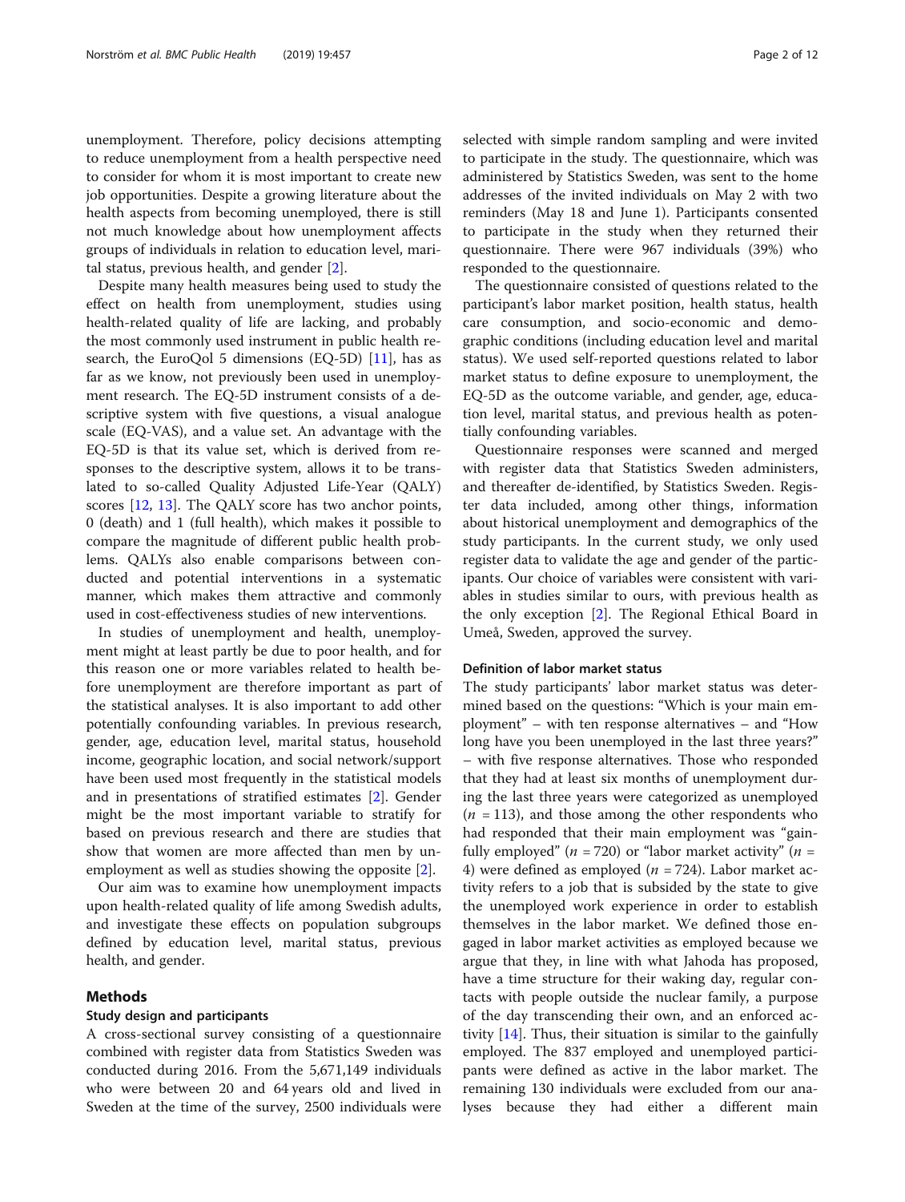unemployment. Therefore, policy decisions attempting to reduce unemployment from a health perspective need to consider for whom it is most important to create new job opportunities. Despite a growing literature about the health aspects from becoming unemployed, there is still not much knowledge about how unemployment affects groups of individuals in relation to education level, marital status, previous health, and gender [2].

Despite many health measures being used to study the effect on health from unemployment, studies using health-related quality of life are lacking, and probably the most commonly used instrument in public health research, the EuroQol 5 dimensions (EQ-5D) [11], has as far as we know, not previously been used in unemployment research. The EQ-5D instrument consists of a descriptive system with five questions, a visual analogue scale (EQ-VAS), and a value set. An advantage with the EQ-5D is that its value set, which is derived from responses to the descriptive system, allows it to be translated to so-called Quality Adjusted Life-Year (QALY) scores [12, 13]. The QALY score has two anchor points, 0 (death) and 1 (full health), which makes it possible to compare the magnitude of different public health problems. QALYs also enable comparisons between conducted and potential interventions in a systematic manner, which makes them attractive and commonly used in cost-effectiveness studies of new interventions.

In studies of unemployment and health, unemployment might at least partly be due to poor health, and for this reason one or more variables related to health before unemployment are therefore important as part of the statistical analyses. It is also important to add other potentially confounding variables. In previous research, gender, age, education level, marital status, household income, geographic location, and social network/support have been used most frequently in the statistical models and in presentations of stratified estimates [2]. Gender might be the most important variable to stratify for based on previous research and there are studies that show that women are more affected than men by unemployment as well as studies showing the opposite [2].

Our aim was to examine how unemployment impacts upon health-related quality of life among Swedish adults, and investigate these effects on population subgroups defined by education level, marital status, previous health, and gender.

## Methods

### Study design and participants

A cross-sectional survey consisting of a questionnaire combined with register data from Statistics Sweden was conducted during 2016. From the 5,671,149 individuals who were between 20 and 64 years old and lived in Sweden at the time of the survey, 2500 individuals were selected with simple random sampling and were invited to participate in the study. The questionnaire, which was administered by Statistics Sweden, was sent to the home addresses of the invited individuals on May 2 with two reminders (May 18 and June 1). Participants consented to participate in the study when they returned their questionnaire. There were 967 individuals (39%) who responded to the questionnaire.

The questionnaire consisted of questions related to the participant's labor market position, health status, health care consumption, and socio-economic and demographic conditions (including education level and marital status). We used self-reported questions related to labor market status to define exposure to unemployment, the EQ-5D as the outcome variable, and gender, age, education level, marital status, and previous health as potentially confounding variables.

Questionnaire responses were scanned and merged with register data that Statistics Sweden administers, and thereafter de-identified, by Statistics Sweden. Register data included, among other things, information about historical unemployment and demographics of the study participants. In the current study, we only used register data to validate the age and gender of the participants. Our choice of variables were consistent with variables in studies similar to ours, with previous health as the only exception [2]. The Regional Ethical Board in Umeå, Sweden, approved the survey.

### Definition of labor market status

The study participants' labor market status was determined based on the questions: "Which is your main employment" – with ten response alternatives – and "How long have you been unemployed in the last three years?" – with five response alternatives. Those who responded that they had at least six months of unemployment during the last three years were categorized as unemployed ($n$ = 113), and those among the other respondents who had responded that their main employment was "gainfully employed" ($n$ = 720) or "labor market activity" ($n$ = 4) were defined as employed ($n$ = 724). Labor market activity refers to a job that is subsided by the state to give the unemployed work experience in order to establish themselves in the labor market. We defined those engaged in labor market activities as employed because we argue that they, in line with what Jahoda has proposed, have a time structure for their waking day, regular contacts with people outside the nuclear family, a purpose of the day transcending their own, and an enforced activity [14]. Thus, their situation is similar to the gainfully employed. The 837 employed and unemployed participants were defined as active in the labor market. The remaining 130 individuals were excluded from our analyses because they had either a different main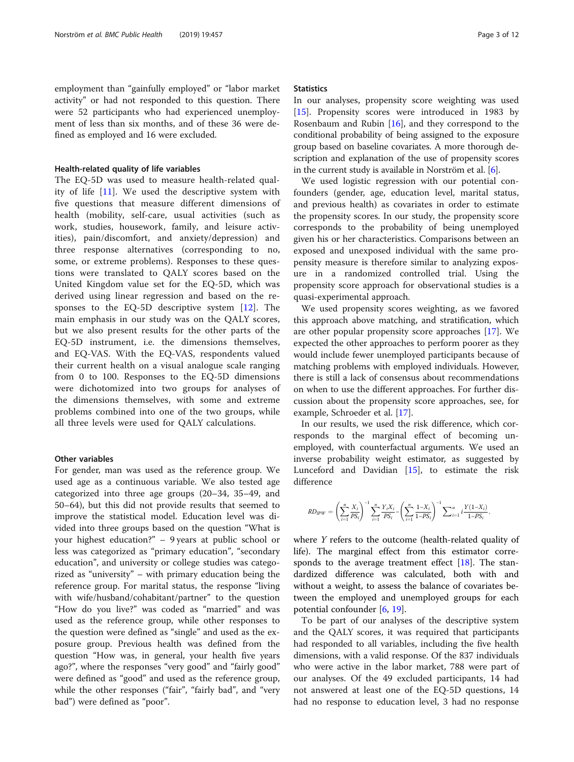employment than "gainfully employed" or "labor market activity" or had not responded to this question. There were 52 participants who had experienced unemployment of less than six months, and of these 36 were defined as employed and 16 were excluded.

### Health-related quality of life variables

The EQ-5D was used to measure health-related quality of life [11]. We used the descriptive system with five questions that measure different dimensions of health (mobility, self-care, usual activities (such as work, studies, housework, family, and leisure activities), pain/discomfort, and anxiety/depression) and three response alternatives (corresponding to no, some, or extreme problems). Responses to these questions were translated to QALY scores based on the United Kingdom value set for the EQ-5D, which was derived using linear regression and based on the responses to the EQ-5D descriptive system [12]. The main emphasis in our study was on the QALY scores, but we also present results for the other parts of the EQ-5D instrument, i.e. the dimensions themselves, and EQ-VAS. With the EQ-VAS, respondents valued their current health on a visual analogue scale ranging from 0 to 100. Responses to the EQ-5D dimensions were dichotomized into two groups for analyses of the dimensions themselves, with some and extreme problems combined into one of the two groups, while all three levels were used for QALY calculations.

### Other variables

For gender, man was used as the reference group. We used age as a continuous variable. We also tested age categorized into three age groups (20–34, 35–49, and 50–64), but this did not provide results that seemed to improve the statistical model. Education level was divided into three groups based on the question "What is your highest education?" – 9 years at public school or less was categorized as "primary education", "secondary education", and university or college studies was categorized as "university" – with primary education being the reference group. For marital status, the response "living with wife/husband/cohabitant/partner" to the question "How do you live?" was coded as "married" and was used as the reference group, while other responses to the question were defined as "single" and used as the exposure group. Previous health was defined from the question "How was, in general, your health five years ago?", where the responses "very good" and "fairly good" were defined as "good" and used as the reference group, while the other responses ("fair", "fairly bad", and "very bad") were defined as "poor".

### Statistics

In our analyses, propensity score weighting was used [15]. Propensity scores were introduced in 1983 by Rosenbaum and Rubin [16], and they correspond to the conditional probability of being assigned to the exposure group based on baseline covariates. A more thorough description and explanation of the use of propensity scores in the current study is available in Norström et al. [6].

We used logistic regression with our potential confounders (gender, age, education level, marital status, and previous health) as covariates in order to estimate the propensity scores. In our study, the propensity score corresponds to the probability of being unemployed given his or her characteristics. Comparisons between an exposed and unexposed individual with the same propensity measure is therefore similar to analyzing exposure in a randomized controlled trial. Using the propensity score approach for observational studies is a quasi-experimental approach.

We used propensity scores weighting, as we favored this approach above matching, and stratification, which are other popular propensity score approaches [17]. We expected the other approaches to perform poorer as they would include fewer unemployed participants because of matching problems with employed individuals. However, there is still a lack of consensus about recommendations on when to use the different approaches. For further discussion about the propensity score approaches, see, for example, Schroeder et al. [17].

In our results, we used the risk difference, which corresponds to the marginal effect of becoming unemployed, with counterfactual arguments. We used an inverse probability weight estimator, as suggested by Lunceford and Davidian [15], to estimate the risk difference

$$RD_{IPW} = \left(\sum_{i=1}^{n} \frac{X_i}{PS_i}\right)^{-1} \sum_{i=1}^{n} \frac{Y_i X_i}{PS_i} - \left(\sum_{i=1}^{n} \frac{1-X_i}{1-PS_i}\right)^{-1} \sum\nolimits_{i=1}^{n} {}_{i}\frac{Y(1-X_i)}{1-PS_i},$$

where $Y$ refers to the outcome (health-related quality of life). The marginal effect from this estimator corresponds to the average treatment effect [18]. The standardized difference was calculated, both with and without a weight, to assess the balance of covariates between the employed and unemployed groups for each potential confounder [6, 19].

To be part of our analyses of the descriptive system and the QALY scores, it was required that participants had responded to all variables, including the five health dimensions, with a valid response. Of the 837 individuals who were active in the labor market, 788 were part of our analyses. Of the 49 excluded participants, 14 had not answered at least one of the EQ-5D questions, 14 had no response to education level, 3 had no response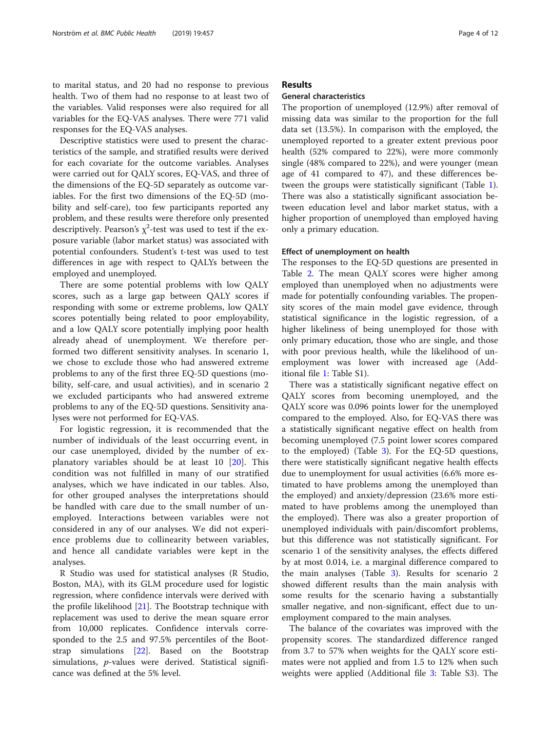to marital status, and 20 had no response to previous health. Two of them had no response to at least two of the variables. Valid responses were also required for all variables for the EQ-VAS analyses. There were 771 valid responses for the EQ-VAS analyses.

Descriptive statistics were used to present the characteristics of the sample, and stratified results were derived for each covariate for the outcome variables. Analyses were carried out for QALY scores, EQ-VAS, and three of the dimensions of the EQ-5D separately as outcome variables. For the first two dimensions of the EQ-5D (mobility and self-care), too few participants reported any problem, and these results were therefore only presented descriptively. Pearson's $\chi^2$-test was used to test if the exposure variable (labor market status) was associated with potential confounders. Student's t-test was used to test differences in age with respect to QALYs between the employed and unemployed.

There are some potential problems with low QALY scores, such as a large gap between QALY scores if responding with some or extreme problems, low QALY scores potentially being related to poor employability, and a low QALY score potentially implying poor health already ahead of unemployment. We therefore performed two different sensitivity analyses. In scenario 1, we chose to exclude those who had answered extreme problems to any of the first three EQ-5D questions (mobility, self-care, and usual activities), and in scenario 2 we excluded participants who had answered extreme problems to any of the EQ-5D questions. Sensitivity analyses were not performed for EQ-VAS.

For logistic regression, it is recommended that the number of individuals of the least occurring event, in our case unemployed, divided by the number of explanatory variables should be at least 10 [20]. This condition was not fulfilled in many of our stratified analyses, which we have indicated in our tables. Also, for other grouped analyses the interpretations should be handled with care due to the small number of unemployed. Interactions between variables were not considered in any of our analyses. We did not experience problems due to collinearity between variables, and hence all candidate variables were kept in the analyses.

R Studio was used for statistical analyses (R Studio, Boston, MA), with its GLM procedure used for logistic regression, where confidence intervals were derived with the profile likelihood [21]. The Bootstrap technique with replacement was used to derive the mean square error from 10,000 replicates. Confidence intervals corresponded to the 2.5 and 97.5% percentiles of the Bootstrap simulations [22]. Based on the Bootstrap simulations, *p*-values were derived. Statistical significance was defined at the 5% level.

## Results

### General characteristics

The proportion of unemployed (12.9%) after removal of missing data was similar to the proportion for the full data set (13.5%). In comparison with the employed, the unemployed reported to a greater extent previous poor health (52% compared to 22%), were more commonly single (48% compared to 22%), and were younger (mean age of 41 compared to 47), and these differences between the groups were statistically significant (Table 1). There was also a statistically significant association between education level and labor market status, with a higher proportion of unemployed than employed having only a primary education.

### Effect of unemployment on health

The responses to the EQ-5D questions are presented in Table 2. The mean QALY scores were higher among employed than unemployed when no adjustments were made for potentially confounding variables. The propensity scores of the main model gave evidence, through statistical significance in the logistic regression, of a higher likeliness of being unemployed for those with only primary education, those who are single, and those with poor previous health, while the likelihood of unemployment was lower with increased age (Additional file 1: Table S1).

There was a statistically significant negative effect on QALY scores from becoming unemployed, and the QALY score was 0.096 points lower for the unemployed compared to the employed. Also, for EQ-VAS there was a statistically significant negative effect on health from becoming unemployed (7.5 point lower scores compared to the employed) (Table 3). For the EQ-5D questions, there were statistically significant negative health effects due to unemployment for usual activities (6.6% more estimated to have problems among the unemployed than the employed) and anxiety/depression (23.6% more estimated to have problems among the unemployed than the employed). There was also a greater proportion of unemployed individuals with pain/discomfort problems, but this difference was not statistically significant. For scenario 1 of the sensitivity analyses, the effects differed by at most 0.014, i.e. a marginal difference compared to the main analyses (Table 3). Results for scenario 2 showed different results than the main analysis with some results for the scenario having a substantially smaller negative, and non-significant, effect due to unemployment compared to the main analyses.

The balance of the covariates was improved with the propensity scores. The standardized difference ranged from 3.7 to 57% when weights for the QALY score estimates were not applied and from 1.5 to 12% when such weights were applied (Additional file 3: Table S3). The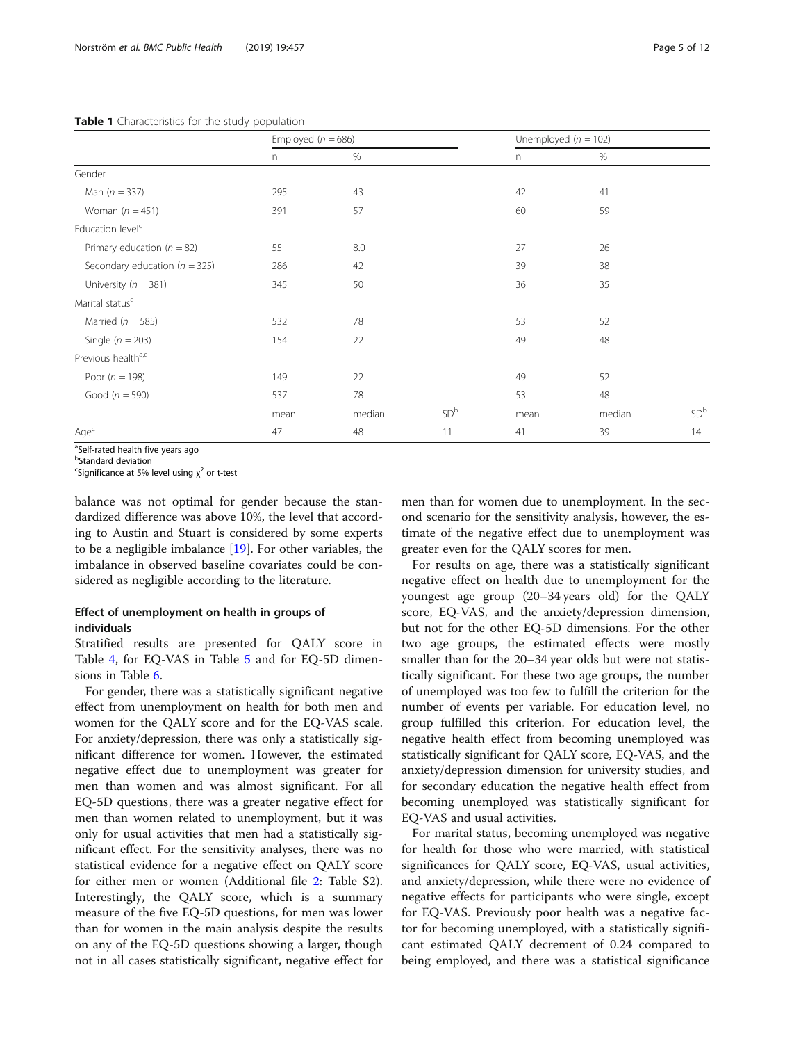**Table 1** Characteristics for the study population

| | Employed ($n = 686$) | | | Unemployed ($n = 102$) | | |
|---|---|---|---|---|---|---|
| | n | % | | n | % | |
| Gender | | | | | | |
| Man ($n = 337$) | 295 | 43 | | 42 | 41 | |
| Woman ($n = 451$) | 391 | 57 | | 60 | 59 | |
| Education level[c] | | | | | | |
| Primary education ($n = 82$) | 55 | 8.0 | | 27 | 26 | |
| Secondary education ($n = 325$) | 286 | 42 | | 39 | 38 | |
| University ($n = 381$) | 345 | 50 | | 36 | 35 | |
| Marital status[c] | | | | | | |
| Married ($n = 585$) | 532 | 78 | | 53 | 52 | |
| Single ($n = 203$) | 154 | 22 | | 49 | 48 | |
| Previous health[a,c] | | | | | | |
| Poor ($n = 198$) | 149 | 22 | | 49 | 52 | |
| Good ($n = 590$) | 537 | 78 | | 53 | 48 | |
| | mean | median | SD[b] | mean | median | SD[b] |
| Age[c] | 47 | 48 | 11 | 41 | 39 | 14 |

[a]Self-rated health five years ago
[b]Standard deviation
[c]Significance at 5% level using $\chi^2$ or t-test

balance was not optimal for gender because the standardized difference was above 10%, the level that according to Austin and Stuart is considered by some experts to be a negligible imbalance [19]. For other variables, the imbalance in observed baseline covariates could be considered as negligible according to the literature.

### Effect of unemployment on health in groups of individuals

Stratified results are presented for QALY score in Table 4, for EQ-VAS in Table 5 and for EQ-5D dimensions in Table 6.

For gender, there was a statistically significant negative effect from unemployment on health for both men and women for the QALY score and for the EQ-VAS scale. For anxiety/depression, there was only a statistically significant difference for women. However, the estimated negative effect due to unemployment was greater for men than women and was almost significant. For all EQ-5D questions, there was a greater negative effect for men than women related to unemployment, but it was only for usual activities that men had a statistically significant effect. For the sensitivity analyses, there was no statistical evidence for a negative effect on QALY score for either men or women (Additional file 2: Table S2). Interestingly, the QALY score, which is a summary measure of the five EQ-5D questions, for men was lower than for women in the main analysis despite the results on any of the EQ-5D questions showing a larger, though not in all cases statistically significant, negative effect for men than for women due to unemployment. In the second scenario for the sensitivity analysis, however, the estimate of the negative effect due to unemployment was greater even for the QALY scores for men.

For results on age, there was a statistically significant negative effect on health due to unemployment for the youngest age group (20–34 years old) for the QALY score, EQ-VAS, and the anxiety/depression dimension, but not for the other EQ-5D dimensions. For the other two age groups, the estimated effects were mostly smaller than for the 20–34 year olds but were not statistically significant. For these two age groups, the number of unemployed was too few to fulfill the criterion for the number of events per variable. For education level, no group fulfilled this criterion. For education level, the negative health effect from becoming unemployed was statistically significant for QALY score, EQ-VAS, and the anxiety/depression dimension for university studies, and for secondary education the negative health effect from becoming unemployed was statistically significant for EQ-VAS and usual activities.

For marital status, becoming unemployed was negative for health for those who were married, with statistical significances for QALY score, EQ-VAS, usual activities, and anxiety/depression, while there were no evidence of negative effects for participants who were single, except for EQ-VAS. Previously poor health was a negative factor for becoming unemployed, with a statistically significant estimated QALY decrement of 0.24 compared to being employed, and there was a statistical significance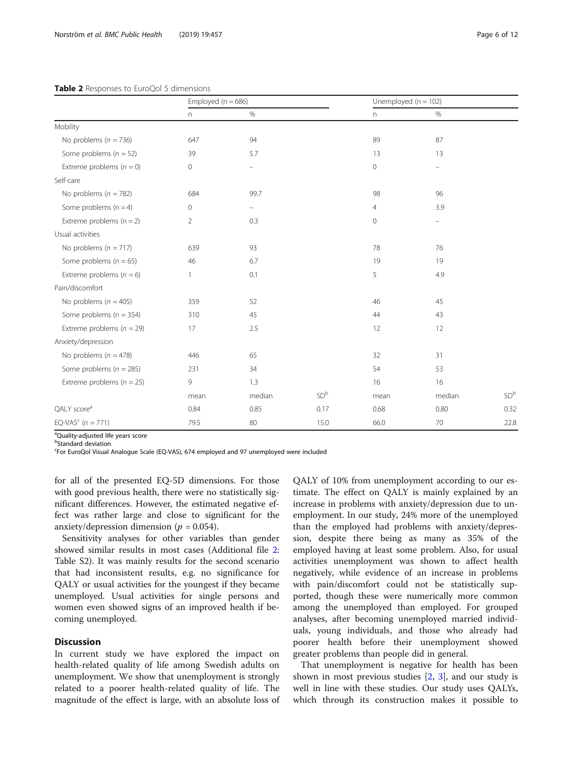**Table 2** Responses to EuroQol 5 dimensions

| | Employed (n = 686) | | | Unemployed (n = 102) | | |
|---|---|---|---|---|---|---|
| | n | % | | n | % | |
| Mobility | | | | | | |
| No problems (n = 736) | 647 | 94 | | 89 | 87 | |
| Some problems (n = 52) | 39 | 5.7 | | 13 | 13 | |
| Extreme problems (n = 0) | 0 | – | | 0 | – | |
| Self-care | | | | | | |
| No problems (n = 782) | 684 | 99.7 | | 98 | 96 | |
| Some problems (n = 4) | 0 | – | | 4 | 3.9 | |
| Extreme problems (n = 2) | 2 | 0.3 | | 0 | – | |
| Usual activities | | | | | | |
| No problems (n = 717) | 639 | 93 | | 78 | 76 | |
| Some problems (n = 65) | 46 | 6.7 | | 19 | 19 | |
| Extreme problems (n = 6) | 1 | 0.1 | | 5 | 4.9 | |
| Pain/discomfort | | | | | | |
| No problems (n = 405) | 359 | 52 | | 46 | 45 | |
| Some problems (n = 354) | 310 | 45 | | 44 | 43 | |
| Extreme problems (n = 29) | 17 | 2.5 | | 12 | 12 | |
| Anxiety/depression | | | | | | |
| No problems (n = 478) | 446 | 65 | | 32 | 31 | |
| Some problems (n = 285) | 231 | 34 | | 54 | 53 | |
| Extreme problems (n = 25) | 9 | 1.3 | | 16 | 16 | |
| | mean | median | SD[b] | mean | median | SD[b] |
| QALY score[a] | 0.84 | 0.85 | 0.17 | 0.68 | 0.80 | 0.32 |
| EQ-VAS[c] (n = 771) | 79.5 | 80 | 15.0 | 66.0 | 70 | 22.8 |

[a]Quality-adjusted life years score
[b]Standard deviation
[c]For EuroQol Visual Analogue Scale (EQ-VAS), 674 employed and 97 unemployed were included

for all of the presented EQ-5D dimensions. For those with good previous health, there were no statistically significant differences. However, the estimated negative effect was rather large and close to significant for the anxiety/depression dimension ($p = 0.054$).

Sensitivity analyses for other variables than gender showed similar results in most cases (Additional file 2: Table S2). It was mainly results for the second scenario that had inconsistent results, e.g. no significance for QALY or usual activities for the youngest if they became unemployed. Usual activities for single persons and women even showed signs of an improved health if becoming unemployed.

## Discussion

In current study we have explored the impact on health-related quality of life among Swedish adults on unemployment. We show that unemployment is strongly related to a poorer health-related quality of life. The magnitude of the effect is large, with an absolute loss of QALY of 10% from unemployment according to our estimate. The effect on QALY is mainly explained by an increase in problems with anxiety/depression due to unemployment. In our study, 24% more of the unemployed than the employed had problems with anxiety/depression, despite there being as many as 35% of the employed having at least some problem. Also, for usual activities unemployment was shown to affect health negatively, while evidence of an increase in problems with pain/discomfort could not be statistically supported, though these were numerically more common among the unemployed than employed. For grouped analyses, after becoming unemployed married individuals, young individuals, and those who already had poorer health before their unemployment showed greater problems than people did in general.

That unemployment is negative for health has been shown in most previous studies [2, 3], and our study is well in line with these studies. Our study uses QALYs, which through its construction makes it possible to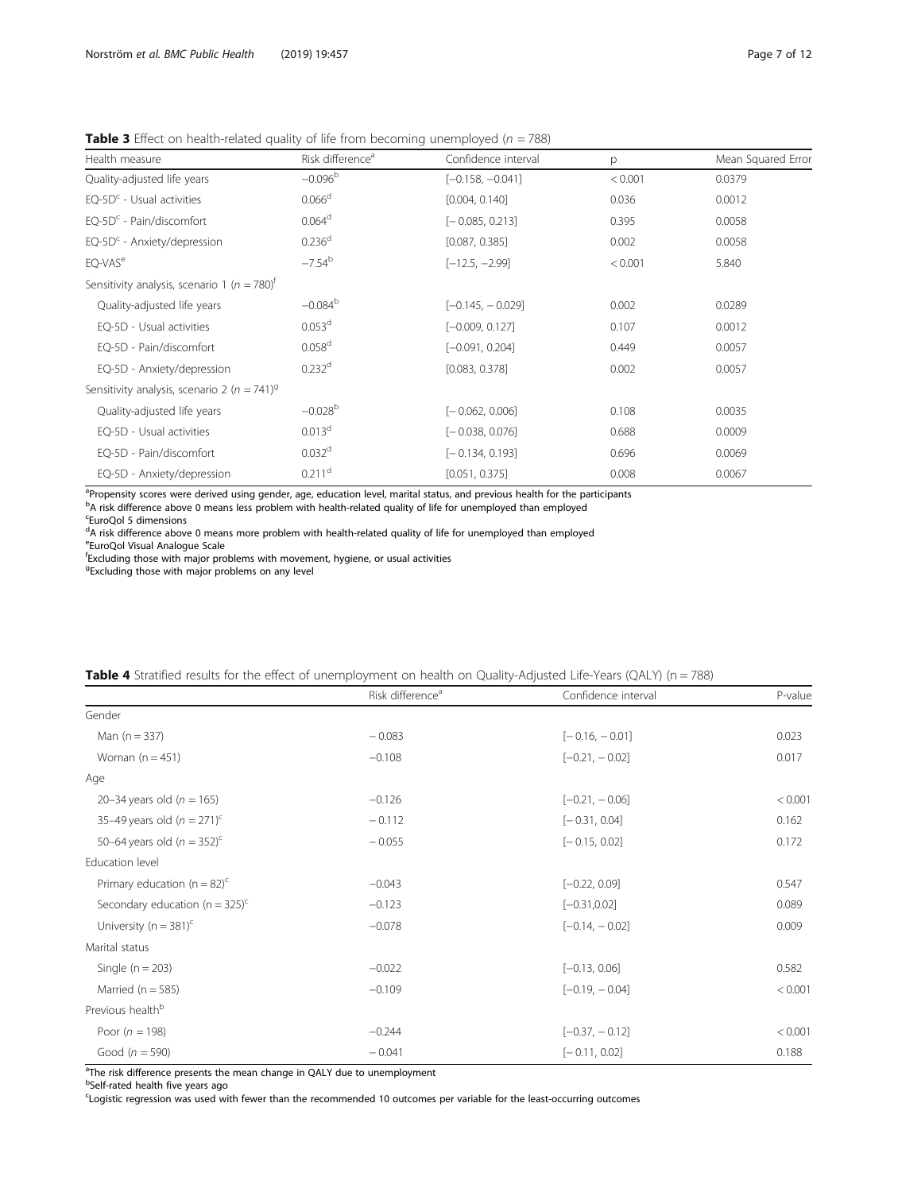**Table 3** Effect on health-related quality of life from becoming unemployed ($n = 788$)

| Health measure | Risk difference[a] | Confidence interval | p | Mean Squared Error |
|---|---|---|---|---|
| Quality-adjusted life years | −0.096[b] | [−0.158, −0.041] | < 0.001 | 0.0379 |
| EQ-5D[c] - Usual activities | 0.066[d] | [0.004, 0.140] | 0.036 | 0.0012 |
| EQ-5D[c] - Pain/discomfort | 0.064[d] | [− 0.085, 0.213] | 0.395 | 0.0058 |
| EQ-5D[c] - Anxiety/depression | 0.236[d] | [0.087, 0.385] | 0.002 | 0.0058 |
| EQ-VAS[e] | −7.54[b] | [−12.5, −2.99] | < 0.001 | 5.840 |
| Sensitivity analysis, scenario 1 ($n = 780$)[f] | | | | |
| Quality-adjusted life years | −0.084[b] | [−0.145, − 0.029] | 0.002 | 0.0289 |
| EQ-5D - Usual activities | 0.053[d] | [−0.009, 0.127] | 0.107 | 0.0012 |
| EQ-5D - Pain/discomfort | 0.058[d] | [−0.091, 0.204] | 0.449 | 0.0057 |
| EQ-5D - Anxiety/depression | 0.232[d] | [0.083, 0.378] | 0.002 | 0.0057 |
| Sensitivity analysis, scenario 2 ($n = 741$)[g] | | | | |
| Quality-adjusted life years | −0.028[b] | [− 0.062, 0.006] | 0.108 | 0.0035 |
| EQ-5D - Usual activities | 0.013[d] | [− 0.038, 0.076] | 0.688 | 0.0009 |
| EQ-5D - Pain/discomfort | 0.032[d] | [− 0.134, 0.193] | 0.696 | 0.0069 |
| EQ-5D - Anxiety/depression | 0.211[d] | [0.051, 0.375] | 0.008 | 0.0067 |

[a]Propensity scores were derived using gender, age, education level, marital status, and previous health for the participants
[b]A risk difference above 0 means less problem with health-related quality of life for unemployed than employed
[c]EuroQol 5 dimensions
[d]A risk difference above 0 means more problem with health-related quality of life for unemployed than employed
[e]EuroQol Visual Analogue Scale
[f]Excluding those with major problems with movement, hygiene, or usual activities
[g]Excluding those with major problems on any level

**Table 4** Stratified results for the effect of unemployment on health on Quality-Adjusted Life-Years (QALY) (n = 788)

| | Risk difference[a] | Confidence interval | P-value |
|---|---|---|---|
| Gender | | | |
| Man (n = 337) | − 0.083 | [− 0.16, − 0.01] | 0.023 |
| Woman (n = 451) | −0.108 | [−0.21, − 0.02] | 0.017 |
| Age | | | |
| 20–34 years old ($n = 165$) | −0.126 | [−0.21, − 0.06] | < 0.001 |
| 35–49 years old ($n = 271$)[c] | − 0.112 | [− 0.31, 0.04] | 0.162 |
| 50–64 years old ($n = 352$)[c] | − 0.055 | [− 0.15, 0.02] | 0.172 |
| Education level | | | |
| Primary education (n = 82)[c] | −0.043 | [−0.22, 0.09] | 0.547 |
| Secondary education (n = 325)[c] | −0.123 | [−0.31,0.02] | 0.089 |
| University (n = 381)[c] | −0.078 | [−0.14, − 0.02] | 0.009 |
| Marital status | | | |
| Single (n = 203) | −0.022 | [−0.13, 0.06] | 0.582 |
| Married (n = 585) | −0.109 | [−0.19, − 0.04] | < 0.001 |
| Previous health[b] | | | |
| Poor ($n = 198$) | −0.244 | [−0.37, − 0.12] | < 0.001 |
| Good ($n = 590$) | − 0.041 | [− 0.11, 0.02] | 0.188 |

[a]The risk difference presents the mean change in QALY due to unemployment
[b]Self-rated health five years ago
[c]Logistic regression was used with fewer than the recommended 10 outcomes per variable for the least-occurring outcomes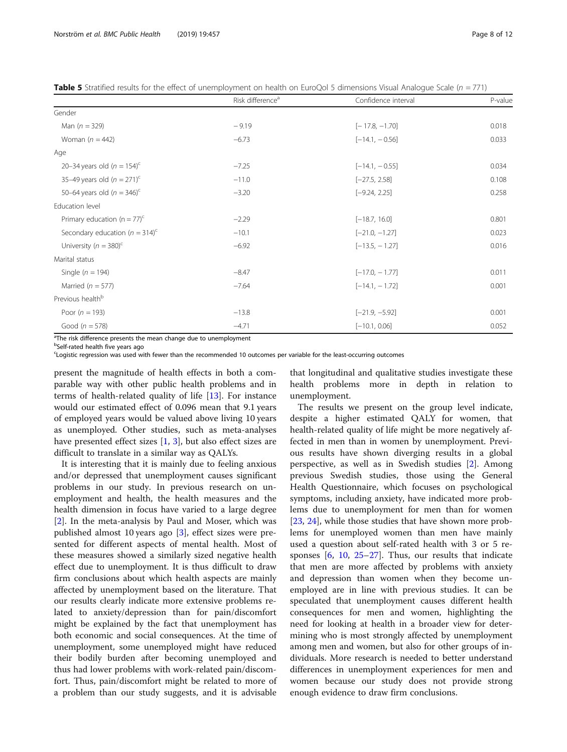**Table 5** Stratified results for the effect of unemployment on health on EuroQol 5 dimensions Visual Analogue Scale ($n = 771$)

| | Risk difference[a] | Confidence interval | P-value |
|---|---|---|---|
| Gender | | | |
| Man ($n = 329$) | − 9.19 | [− 17.8, −1.70] | 0.018 |
| Woman ($n = 442$) | −6.73 | [−14.1, − 0.56] | 0.033 |
| Age | | | |
| 20–34 years old ($n = 154$)[c] | −7.25 | [−14.1, − 0.55] | 0.034 |
| 35–49 years old ($n = 271$)[c] | −11.0 | [−27.5, 2.58] | 0.108 |
| 50–64 years old ($n = 346$)[c] | −3.20 | [−9.24, 2.25] | 0.258 |
| Education level | | | |
| Primary education ($n = 77$)[c] | −2.29 | [−18.7, 16.0] | 0.801 |
| Secondary education ($n = 314$)[c] | −10.1 | [−21.0, −1.27] | 0.023 |
| University ($n = 380$)[c] | −6.92 | [−13.5, − 1.27] | 0.016 |
| Marital status | | | |
| Single ($n = 194$) | −8.47 | [−17.0, − 1.77] | 0.011 |
| Married ($n = 577$) | −7.64 | [−14.1, − 1.72] | 0.001 |
| Previous health[b] | | | |
| Poor ($n = 193$) | −13.8 | [−21.9, −5.92] | 0.001 |
| Good ($n = 578$) | −4.71 | [−10.1, 0.06] | 0.052 |

[a]The risk difference presents the mean change due to unemployment
[b]Self-rated health five years ago
[c]Logistic regression was used with fewer than the recommended 10 outcomes per variable for the least-occurring outcomes

present the magnitude of health effects in both a comparable way with other public health problems and in terms of health-related quality of life [13]. For instance would our estimated effect of 0.096 mean that 9.1 years of employed years would be valued above living 10 years as unemployed. Other studies, such as meta-analyses have presented effect sizes [1, 3], but also effect sizes are difficult to translate in a similar way as QALYs.

It is interesting that it is mainly due to feeling anxious and/or depressed that unemployment causes significant problems in our study. In previous research on unemployment and health, the health measures and the health dimension in focus have varied to a large degree [2]. In the meta-analysis by Paul and Moser, which was published almost 10 years ago [3], effect sizes were presented for different aspects of mental health. Most of these measures showed a similarly sized negative health effect due to unemployment. It is thus difficult to draw firm conclusions about which health aspects are mainly affected by unemployment based on the literature. That our results clearly indicate more extensive problems related to anxiety/depression than for pain/discomfort might be explained by the fact that unemployment has both economic and social consequences. At the time of unemployment, some unemployed might have reduced their bodily burden after becoming unemployed and thus had lower problems with work-related pain/discomfort. Thus, pain/discomfort might be related to more of a problem than our study suggests, and it is advisable that longitudinal and qualitative studies investigate these health problems more in depth in relation to unemployment.

The results we present on the group level indicate, despite a higher estimated QALY for women, that health-related quality of life might be more negatively affected in men than in women by unemployment. Previous results have shown diverging results in a global perspective, as well as in Swedish studies [2]. Among previous Swedish studies, those using the General Health Questionnaire, which focuses on psychological symptoms, including anxiety, have indicated more problems due to unemployment for men than for women [23, 24], while those studies that have shown more problems for unemployed women than men have mainly used a question about self-rated health with 3 or 5 responses [6, 10, 25–27]. Thus, our results that indicate that men are more affected by problems with anxiety and depression than women when they become unemployed are in line with previous studies. It can be speculated that unemployment causes different health consequences for men and women, highlighting the need for looking at health in a broader view for determining who is most strongly affected by unemployment among men and women, but also for other groups of individuals. More research is needed to better understand differences in unemployment experiences for men and women because our study does not provide strong enough evidence to draw firm conclusions.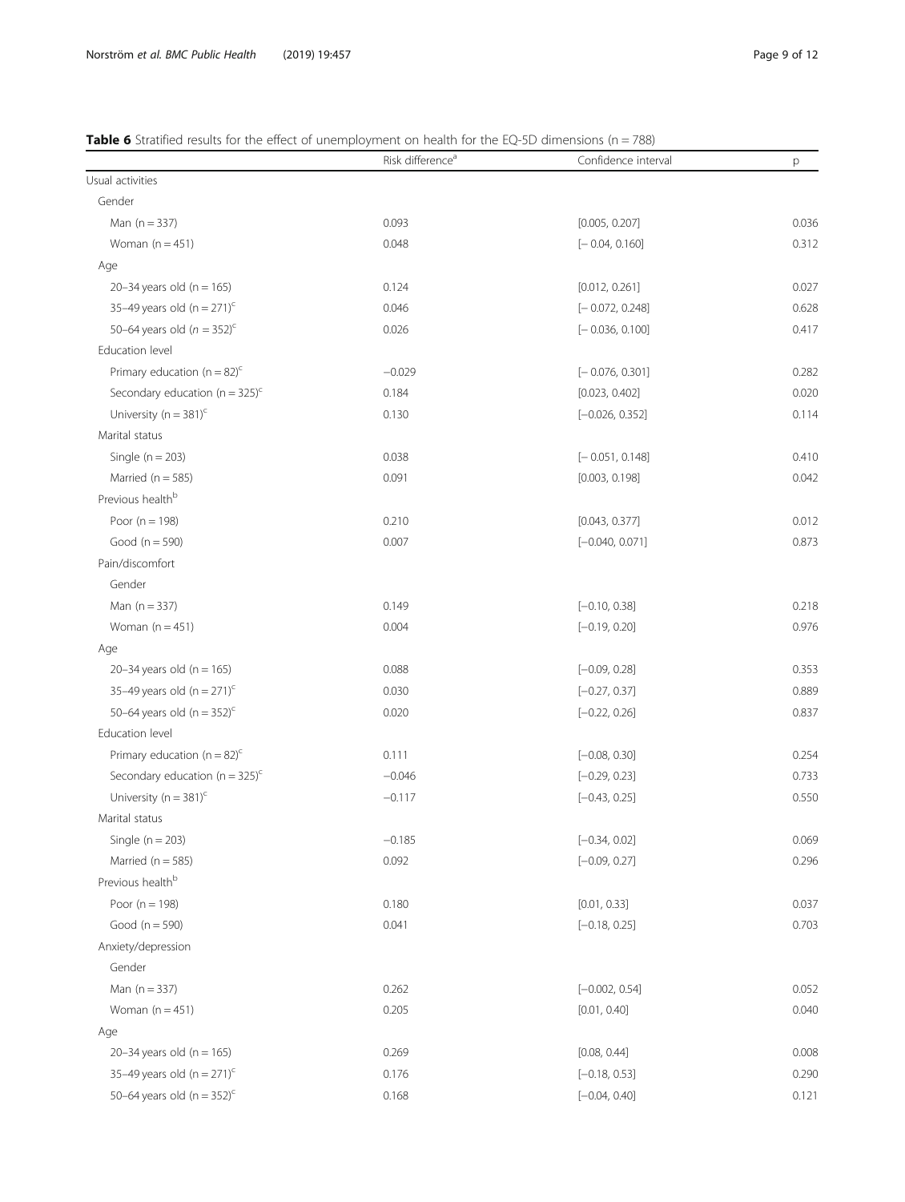**Table 6** Stratified results for the effect of unemployment on health for the EQ-5D dimensions (n = 788)

| | Risk difference[a] | Confidence interval | p |
|---|---|---|---|
| Usual activities | | | |
| Gender | | | |
| Man (n = 337) | 0.093 | [0.005, 0.207] | 0.036 |
| Woman (n = 451) | 0.048 | [− 0.04, 0.160] | 0.312 |
| Age | | | |
| 20–34 years old (n = 165) | 0.124 | [0.012, 0.261] | 0.027 |
| 35–49 years old (n = 271)[c] | 0.046 | [− 0.072, 0.248] | 0.628 |
| 50–64 years old (*n* = 352)[c] | 0.026 | [− 0.036, 0.100] | 0.417 |
| Education level | | | |
| Primary education (n = 82)[c] | −0.029 | [− 0.076, 0.301] | 0.282 |
| Secondary education (n = 325)[c] | 0.184 | [0.023, 0.402] | 0.020 |
| University (n = 381)[c] | 0.130 | [−0.026, 0.352] | 0.114 |
| Marital status | | | |
| Single (n = 203) | 0.038 | [− 0.051, 0.148] | 0.410 |
| Married (n = 585) | 0.091 | [0.003, 0.198] | 0.042 |
| Previous health[b] | | | |
| Poor (n = 198) | 0.210 | [0.043, 0.377] | 0.012 |
| Good (n = 590) | 0.007 | [−0.040, 0.071] | 0.873 |
| Pain/discomfort | | | |
| Gender | | | |
| Man (n = 337) | 0.149 | [−0.10, 0.38] | 0.218 |
| Woman (n = 451) | 0.004 | [−0.19, 0.20] | 0.976 |
| Age | | | |
| 20–34 years old (n = 165) | 0.088 | [−0.09, 0.28] | 0.353 |
| 35–49 years old (n = 271)[c] | 0.030 | [−0.27, 0.37] | 0.889 |
| 50–64 years old (n = 352)[c] | 0.020 | [−0.22, 0.26] | 0.837 |
| Education level | | | |
| Primary education (n = 82)[c] | 0.111 | [−0.08, 0.30] | 0.254 |
| Secondary education (n = 325)[c] | −0.046 | [−0.29, 0.23] | 0.733 |
| University (n = 381)[c] | −0.117 | [−0.43, 0.25] | 0.550 |
| Marital status | | | |
| Single (n = 203) | −0.185 | [−0.34, 0.02] | 0.069 |
| Married (n = 585) | 0.092 | [−0.09, 0.27] | 0.296 |
| Previous health[b] | | | |
| Poor (n = 198) | 0.180 | [0.01, 0.33] | 0.037 |
| Good (n = 590) | 0.041 | [−0.18, 0.25] | 0.703 |
| Anxiety/depression | | | |
| Gender | | | |
| Man (n = 337) | 0.262 | [−0.002, 0.54] | 0.052 |
| Woman (n = 451) | 0.205 | [0.01, 0.40] | 0.040 |
| Age | | | |
| 20–34 years old (n = 165) | 0.269 | [0.08, 0.44] | 0.008 |
| 35–49 years old (n = 271)[c] | 0.176 | [−0.18, 0.53] | 0.290 |
| 50–64 years old (n = 352)[c] | 0.168 | [−0.04, 0.40] | 0.121 |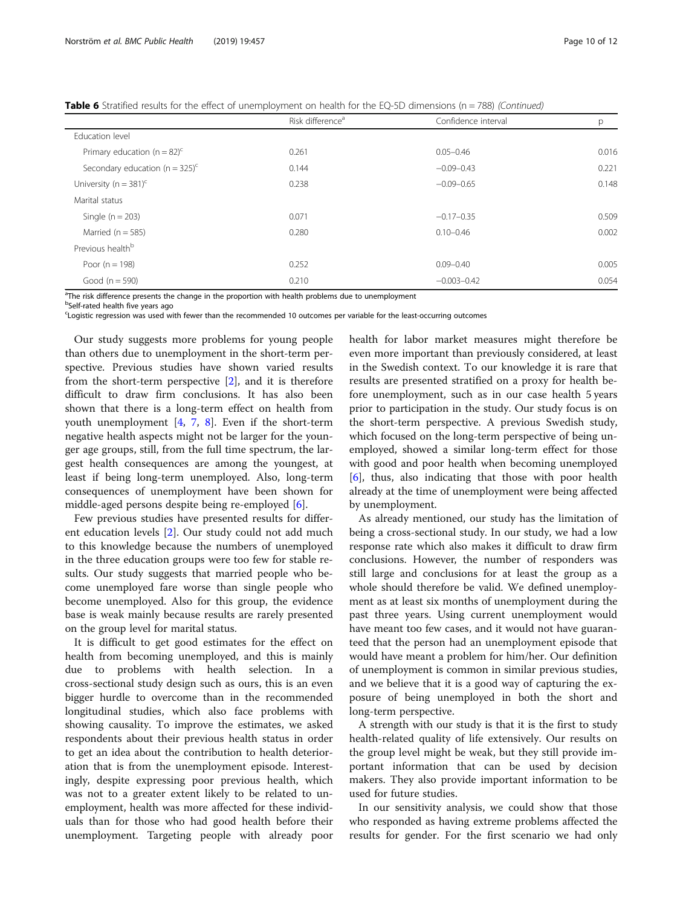**Table 6** Stratified results for the effect of unemployment on health for the EQ-5D dimensions (n = 788) *(Continued)*

| | Risk difference[a] | Confidence interval | p |
|---|---|---|---|
| Education level | | | |
| Primary education (n = 82)[c] | 0.261 | 0.05–0.46 | 0.016 |
| Secondary education (n = 325)[c] | 0.144 | −0.09–0.43 | 0.221 |
| University (n = 381)[c] | 0.238 | −0.09–0.65 | 0.148 |
| Marital status | | | |
| Single (n = 203) | 0.071 | −0.17–0.35 | 0.509 |
| Married (n = 585) | 0.280 | 0.10–0.46 | 0.002 |
| Previous health[b] | | | |
| Poor (n = 198) | 0.252 | 0.09–0.40 | 0.005 |
| Good (n = 590) | 0.210 | −0.003–0.42 | 0.054 |

[a]The risk difference presents the change in the proportion with health problems due to unemployment
[b]Self-rated health five years ago
[c]Logistic regression was used with fewer than the recommended 10 outcomes per variable for the least-occurring outcomes

Our study suggests more problems for young people than others due to unemployment in the short-term perspective. Previous studies have shown varied results from the short-term perspective [2], and it is therefore difficult to draw firm conclusions. It has also been shown that there is a long-term effect on health from youth unemployment [4, 7, 8]. Even if the short-term negative health aspects might not be larger for the younger age groups, still, from the full time spectrum, the largest health consequences are among the youngest, at least if being long-term unemployed. Also, long-term consequences of unemployment have been shown for middle-aged persons despite being re-employed [6].

Few previous studies have presented results for different education levels [2]. Our study could not add much to this knowledge because the numbers of unemployed in the three education groups were too few for stable results. Our study suggests that married people who become unemployed fare worse than single people who become unemployed. Also for this group, the evidence base is weak mainly because results are rarely presented on the group level for marital status.

It is difficult to get good estimates for the effect on health from becoming unemployed, and this is mainly due to problems with health selection. In a cross-sectional study design such as ours, this is an even bigger hurdle to overcome than in the recommended longitudinal studies, which also face problems with showing causality. To improve the estimates, we asked respondents about their previous health status in order to get an idea about the contribution to health deterioration that is from the unemployment episode. Interestingly, despite expressing poor previous health, which was not to a greater extent likely to be related to unemployment, health was more affected for these individuals than for those who had good health before their unemployment. Targeting people with already poor health for labor market measures might therefore be even more important than previously considered, at least in the Swedish context. To our knowledge it is rare that results are presented stratified on a proxy for health before unemployment, such as in our case health 5 years prior to participation in the study. Our study focus is on the short-term perspective. A previous Swedish study, which focused on the long-term perspective of being unemployed, showed a similar long-term effect for those with good and poor health when becoming unemployed [6], thus, also indicating that those with poor health already at the time of unemployment were being affected by unemployment.

As already mentioned, our study has the limitation of being a cross-sectional study. In our study, we had a low response rate which also makes it difficult to draw firm conclusions. However, the number of responders was still large and conclusions for at least the group as a whole should therefore be valid. We defined unemployment as at least six months of unemployment during the past three years. Using current unemployment would have meant too few cases, and it would not have guaranteed that the person had an unemployment episode that would have meant a problem for him/her. Our definition of unemployment is common in similar previous studies, and we believe that it is a good way of capturing the exposure of being unemployed in both the short and long-term perspective.

A strength with our study is that it is the first to study health-related quality of life extensively. Our results on the group level might be weak, but they still provide important information that can be used by decision makers. They also provide important information to be used for future studies.

In our sensitivity analysis, we could show that those who responded as having extreme problems affected the results for gender. For the first scenario we had only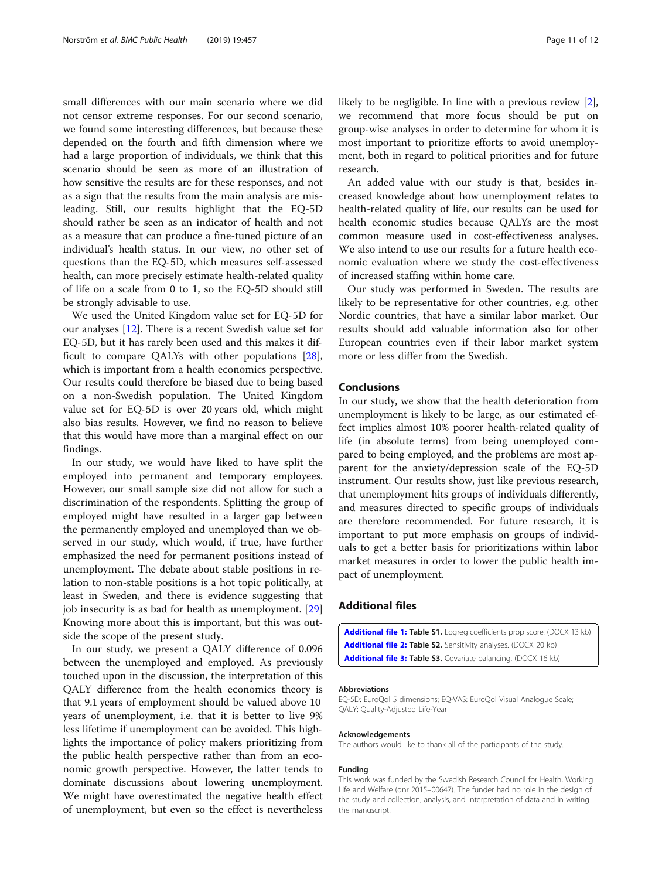small differences with our main scenario where we did not censor extreme responses. For our second scenario, we found some interesting differences, but because these depended on the fourth and fifth dimension where we had a large proportion of individuals, we think that this scenario should be seen as more of an illustration of how sensitive the results are for these responses, and not as a sign that the results from the main analysis are misleading. Still, our results highlight that the EQ-5D should rather be seen as an indicator of health and not as a measure that can produce a fine-tuned picture of an individual's health status. In our view, no other set of questions than the EQ-5D, which measures self-assessed health, can more precisely estimate health-related quality of life on a scale from 0 to 1, so the EQ-5D should still be strongly advisable to use.

We used the United Kingdom value set for EQ-5D for our analyses [12]. There is a recent Swedish value set for EQ-5D, but it has rarely been used and this makes it difficult to compare QALYs with other populations [28], which is important from a health economics perspective. Our results could therefore be biased due to being based on a non-Swedish population. The United Kingdom value set for EQ-5D is over 20 years old, which might also bias results. However, we find no reason to believe that this would have more than a marginal effect on our findings.

In our study, we would have liked to have split the employed into permanent and temporary employees. However, our small sample size did not allow for such a discrimination of the respondents. Splitting the group of employed might have resulted in a larger gap between the permanently employed and unemployed than we observed in our study, which would, if true, have further emphasized the need for permanent positions instead of unemployment. The debate about stable positions in relation to non-stable positions is a hot topic politically, at least in Sweden, and there is evidence suggesting that job insecurity is as bad for health as unemployment. [29] Knowing more about this is important, but this was outside the scope of the present study.

In our study, we present a QALY difference of 0.096 between the unemployed and employed. As previously touched upon in the discussion, the interpretation of this QALY difference from the health economics theory is that 9.1 years of employment should be valued above 10 years of unemployment, i.e. that it is better to live 9% less lifetime if unemployment can be avoided. This highlights the importance of policy makers prioritizing from the public health perspective rather than from an economic growth perspective. However, the latter tends to dominate discussions about lowering unemployment. We might have overestimated the negative health effect of unemployment, but even so the effect is nevertheless likely to be negligible. In line with a previous review [2], we recommend that more focus should be put on group-wise analyses in order to determine for whom it is most important to prioritize efforts to avoid unemployment, both in regard to political priorities and for future research.

An added value with our study is that, besides increased knowledge about how unemployment relates to health-related quality of life, our results can be used for health economic studies because QALYs are the most common measure used in cost-effectiveness analyses. We also intend to use our results for a future health economic evaluation where we study the cost-effectiveness of increased staffing within home care.

Our study was performed in Sweden. The results are likely to be representative for other countries, e.g. other Nordic countries, that have a similar labor market. Our results should add valuable information also for other European countries even if their labor market system more or less differ from the Swedish.

## Conclusions

In our study, we show that the health deterioration from unemployment is likely to be large, as our estimated effect implies almost 10% poorer health-related quality of life (in absolute terms) from being unemployed compared to being employed, and the problems are most apparent for the anxiety/depression scale of the EQ-5D instrument. Our results show, just like previous research, that unemployment hits groups of individuals differently, and measures directed to specific groups of individuals are therefore recommended. For future research, it is important to put more emphasis on groups of individuals to get a better basis for prioritizations within labor market measures in order to lower the public health impact of unemployment.

## Additional files

**Additional file 1:** Table S1. Logreg coefficients prop score. (DOCX 13 kb)
**Additional file 2:** Table S2. Sensitivity analyses. (DOCX 20 kb)
**Additional file 3:** Table S3. Covariate balancing. (DOCX 16 kb)

### Abbreviations

EQ-5D: EuroQol 5 dimensions; EQ-VAS: EuroQol Visual Analogue Scale; QALY: Quality-Adjusted Life-Year

### Acknowledgements

The authors would like to thank all of the participants of the study.

### Funding

This work was funded by the Swedish Research Council for Health, Working Life and Welfare (dnr 2015–00647). The funder had no role in the design of the study and collection, analysis, and interpretation of data and in writing the manuscript.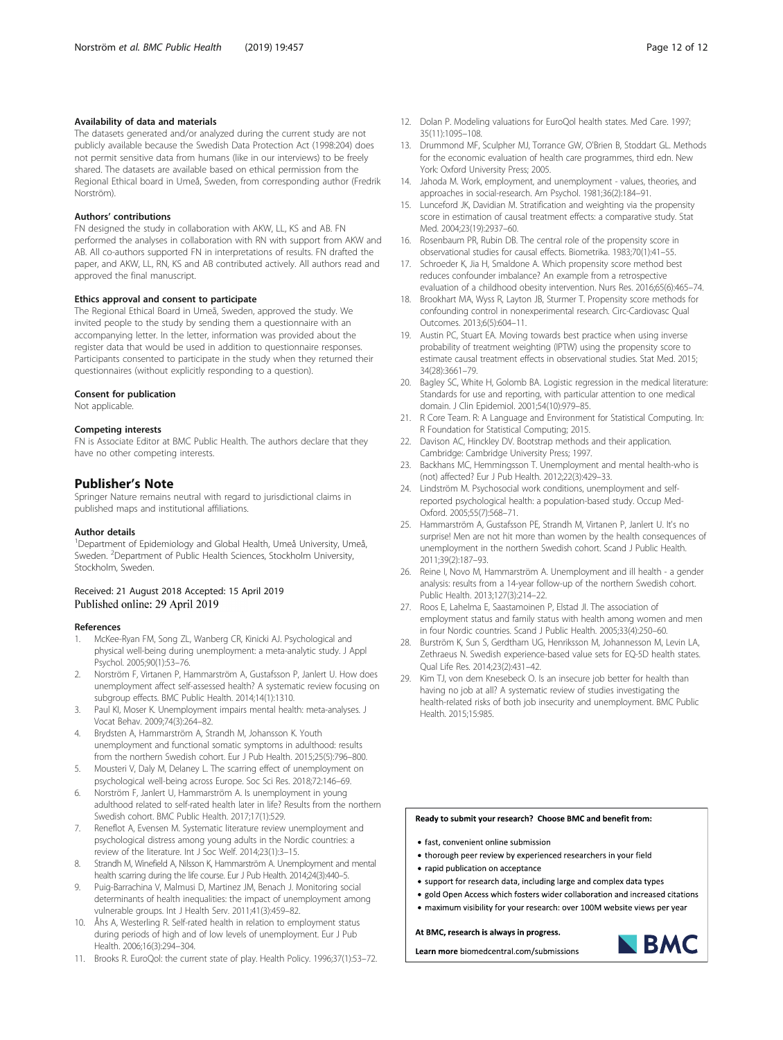### Availability of data and materials

The datasets generated and/or analyzed during the current study are not publicly available because the Swedish Data Protection Act (1998:204) does not permit sensitive data from humans (like in our interviews) to be freely shared. The datasets are available based on ethical permission from the Regional Ethical board in Umeå, Sweden, from corresponding author (Fredrik Norström).

### Authors' contributions

FN designed the study in collaboration with AKW, LL, KS and AB. FN performed the analyses in collaboration with RN with support from AKW and AB. All co-authors supported FN in interpretations of results. FN drafted the paper, and AKW, LL, RN, KS and AB contributed actively. All authors read and approved the final manuscript.

### Ethics approval and consent to participate

The Regional Ethical Board in Umeå, Sweden, approved the study. We invited people to the study by sending them a questionnaire with an accompanying letter. In the letter, information was provided about the register data that would be used in addition to questionnaire responses. Participants consented to participate in the study when they returned their questionnaires (without explicitly responding to a question).

### Consent for publication

Not applicable.

### Competing interests

FN is Associate Editor at BMC Public Health. The authors declare that they have no other competing interests.

## Publisher's Note

Springer Nature remains neutral with regard to jurisdictional claims in published maps and institutional affiliations.

### Author details

[1]Department of Epidemiology and Global Health, Umeå University, Umeå, Sweden. [2]Department of Public Health Sciences, Stockholm University, Stockholm, Sweden.

Received: 21 August 2018 Accepted: 15 April 2019
Published online: 29 April 2019

### References

1. McKee-Ryan FM, Song ZL, Wanberg CR, Kinicki AJ. Psychological and physical well-being during unemployment: a meta-analytic study. J Appl Psychol. 2005;90(1):53–76.
2. Norström F, Virtanen P, Hammarström A, Gustafsson P, Janlert U. How does unemployment affect self-assessed health? A systematic review focusing on subgroup effects. BMC Public Health. 2014;14(1):1310.
3. Paul KI, Moser K. Unemployment impairs mental health: meta-analyses. J Vocat Behav. 2009;74(3):264–82.
4. Brydsten A, Hammarström A, Strandh M, Johansson K. Youth unemployment and functional somatic symptoms in adulthood: results from the northern Swedish cohort. Eur J Pub Health. 2015;25(5):796–800.
5. Mousteri V, Daly M, Delaney L. The scarring effect of unemployment on psychological well-being across Europe. Soc Sci Res. 2018;72:146–69.
6. Norström F, Janlert U, Hammarström A. Is unemployment in young adulthood related to self-rated health later in life? Results from the northern Swedish cohort. BMC Public Health. 2017;17(1):529.
7. Reneflot A, Evensen M. Systematic literature review unemployment and psychological distress among young adults in the Nordic countries: a review of the literature. Int J Soc Welf. 2014;23(1):3–15.
8. Strandh M, Winefield A, Nilsson K, Hammarström A. Unemployment and mental health scarring during the life course. Eur J Pub Health. 2014;24(3):440–5.
9. Puig-Barrachina V, Malmusi D, Martinez JM, Benach J. Monitoring social determinants of health inequalities: the impact of unemployment among vulnerable groups. Int J Health Serv. 2011;41(3):459–82.
10. Åhs A, Westerling R. Self-rated health in relation to employment status during periods of high and of low levels of unemployment. Eur J Pub Health. 2006;16(3):294–304.
11. Brooks R. EuroQol: the current state of play. Health Policy. 1996;37(1):53–72.
12. Dolan P. Modeling valuations for EuroQol health states. Med Care. 1997; 35(11):1095–108.
13. Drummond MF, Sculpher MJ, Torrance GW, O'Brien B, Stoddart GL. Methods for the economic evaluation of health care programmes, third edn. New York: Oxford University Press; 2005.
14. Jahoda M. Work, employment, and unemployment - values, theories, and approaches in social-research. Am Psychol. 1981;36(2):184–91.
15. Lunceford JK, Davidian M. Stratification and weighting via the propensity score in estimation of causal treatment effects: a comparative study. Stat Med. 2004;23(19):2937–60.
16. Rosenbaum PR, Rubin DB. The central role of the propensity score in observational studies for causal effects. Biometrika. 1983;70(1):41–55.
17. Schroeder K, Jia H, Smaldone A. Which propensity score method best reduces confounder imbalance? An example from a retrospective evaluation of a childhood obesity intervention. Nurs Res. 2016;65(6):465–74.
18. Brookhart MA, Wyss R, Layton JB, Sturmer T. Propensity score methods for confounding control in nonexperimental research. Circ-Cardiovasc Qual Outcomes. 2013;6(5):604–11.
19. Austin PC, Stuart EA. Moving towards best practice when using inverse probability of treatment weighting (IPTW) using the propensity score to estimate causal treatment effects in observational studies. Stat Med. 2015; 34(28):3661–79.
20. Bagley SC, White H, Golomb BA. Logistic regression in the medical literature: Standards for use and reporting, with particular attention to one medical domain. J Clin Epidemiol. 2001;54(10):979–85.
21. R Core Team. R: A Language and Environment for Statistical Computing. In: R Foundation for Statistical Computing; 2015.
22. Davison AC, Hinckley DV. Bootstrap methods and their application. Cambridge: Cambridge University Press; 1997.
23. Backhans MC, Hemmingsson T. Unemployment and mental health-who is (not) affected? Eur J Pub Health. 2012;22(3):429–33.
24. Lindström M. Psychosocial work conditions, unemployment and self-reported psychological health: a population-based study. Occup Med-Oxford. 2005;55(7):568–71.
25. Hammarström A, Gustafsson PE, Strandh M, Virtanen P, Janlert U. It's no surprise! Men are not hit more than women by the health consequences of unemployment in the northern Swedish cohort. Scand J Public Health. 2011;39(2):187–93.
26. Reine I, Novo M, Hammarström A. Unemployment and ill health - a gender analysis: results from a 14-year follow-up of the northern Swedish cohort. Public Health. 2013;127(3):214–22.
27. Roos E, Lahelma E, Saastamoinen P, Elstad JI. The association of employment status and family status with health among women and men in four Nordic countries. Scand J Public Health. 2005;33(4):250–60.
28. Burström K, Sun S, Gerdtham UG, Henriksson M, Johannesson M, Levin LA, Zethraeus N. Swedish experience-based value sets for EQ-5D health states. Qual Life Res. 2014;23(2):431–42.
29. Kim TJ, von dem Knesebeck O. Is an insecure job better for health than having no job at all? A systematic review of studies investigating the health-related risks of both job insecurity and unemployment. BMC Public Health. 2015;15:985.